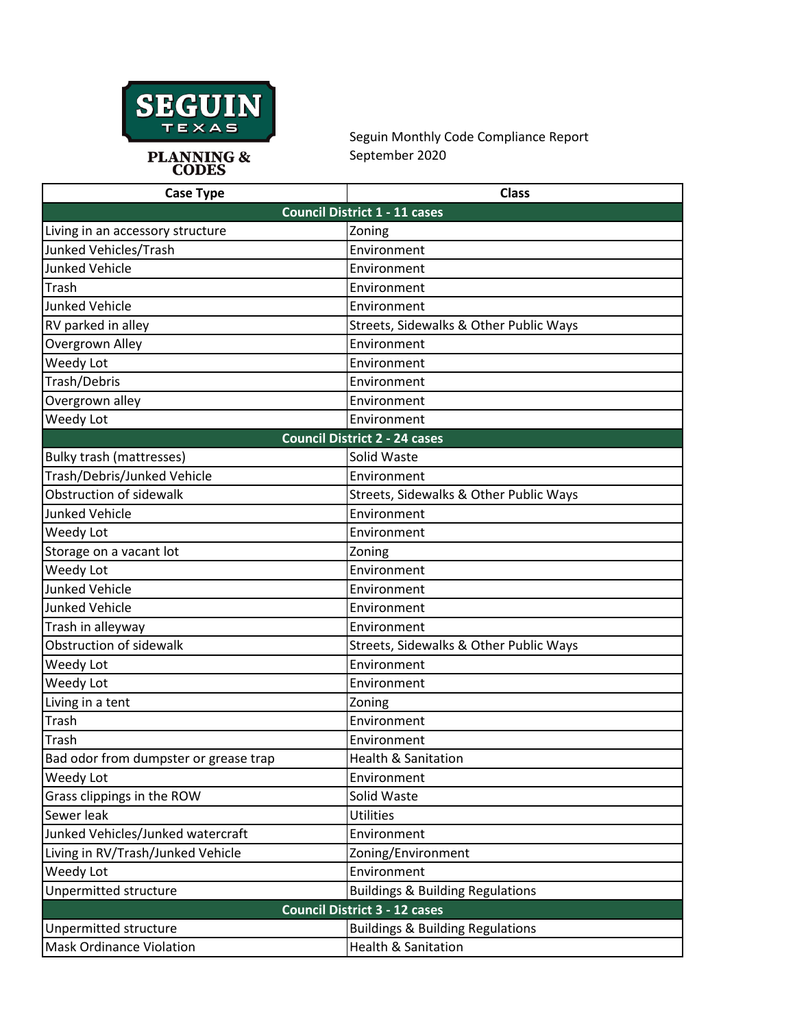SEGUIN TEXAS

PLANNING & CODES

Seguin Monthly Code Compliance Report
September 2020

| Case Type | Class |
| --- | --- |
| **Council District 1 - 11 cases** | |
| Living in an accessory structure | Zoning |
| Junked Vehicles/Trash | Environment |
| Junked Vehicle | Environment |
| Trash | Environment |
| Junked Vehicle | Environment |
| RV parked in alley | Streets, Sidewalks & Other Public Ways |
| Overgrown Alley | Environment |
| Weedy Lot | Environment |
| Trash/Debris | Environment |
| Overgrown alley | Environment |
| Weedy Lot | Environment |
| **Council District 2 - 24 cases** | |
| Bulky trash (mattresses) | Solid Waste |
| Trash/Debris/Junked Vehicle | Environment |
| Obstruction of sidewalk | Streets, Sidewalks & Other Public Ways |
| Junked Vehicle | Environment |
| Weedy Lot | Environment |
| Storage on a vacant lot | Zoning |
| Weedy Lot | Environment |
| Junked Vehicle | Environment |
| Junked Vehicle | Environment |
| Trash in alleyway | Environment |
| Obstruction of sidewalk | Streets, Sidewalks & Other Public Ways |
| Weedy Lot | Environment |
| Weedy Lot | Environment |
| Living in a tent | Zoning |
| Trash | Environment |
| Trash | Environment |
| Bad odor from dumpster or grease trap | Health & Sanitation |
| Weedy Lot | Environment |
| Grass clippings in the ROW | Solid Waste |
| Sewer leak | Utilities |
| Junked Vehicles/Junked watercraft | Environment |
| Living in RV/Trash/Junked Vehicle | Zoning/Environment |
| Weedy Lot | Environment |
| Unpermitted structure | Buildings & Building Regulations |
| **Council District 3 - 12 cases** | |
| Unpermitted structure | Buildings & Building Regulations |
| Mask Ordinance Violation | Health & Sanitation |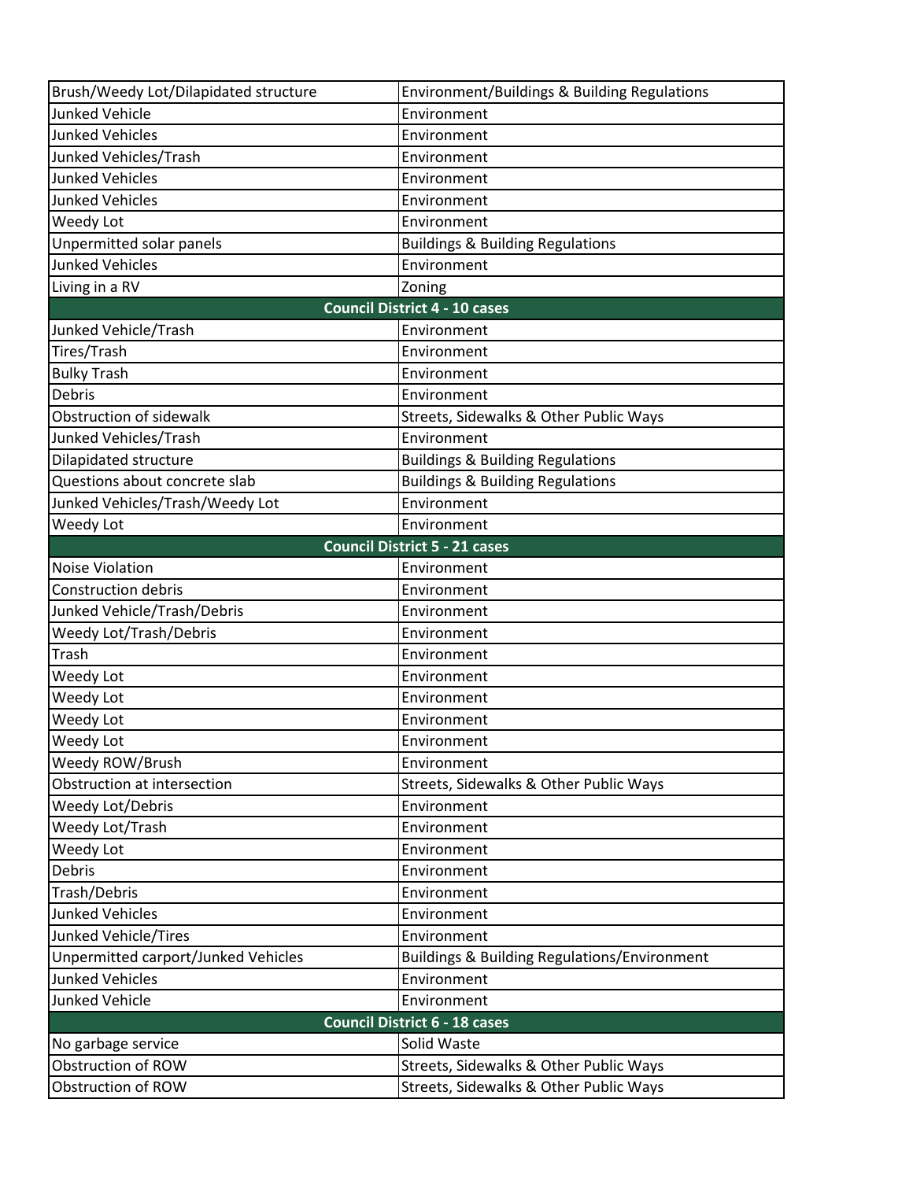| | |
|---|---|
| Brush/Weedy Lot/Dilapidated structure | Environment/Buildings & Building Regulations |
| Junked Vehicle | Environment |
| Junked Vehicles | Environment |
| Junked Vehicles/Trash | Environment |
| Junked Vehicles | Environment |
| Junked Vehicles | Environment |
| Weedy Lot | Environment |
| Unpermitted solar panels | Buildings & Building Regulations |
| Junked Vehicles | Environment |
| Living in a RV | Zoning |
| **Council District 4 - 10 cases** | |
| Junked Vehicle/Trash | Environment |
| Tires/Trash | Environment |
| Bulky Trash | Environment |
| Debris | Environment |
| Obstruction of sidewalk | Streets, Sidewalks & Other Public Ways |
| Junked Vehicles/Trash | Environment |
| Dilapidated structure | Buildings & Building Regulations |
| Questions about concrete slab | Buildings & Building Regulations |
| Junked Vehicles/Trash/Weedy Lot | Environment |
| Weedy Lot | Environment |
| **Council District 5 - 21 cases** | |
| Noise Violation | Environment |
| Construction debris | Environment |
| Junked Vehicle/Trash/Debris | Environment |
| Weedy Lot/Trash/Debris | Environment |
| Trash | Environment |
| Weedy Lot | Environment |
| Weedy Lot | Environment |
| Weedy Lot | Environment |
| Weedy Lot | Environment |
| Weedy ROW/Brush | Environment |
| Obstruction at intersection | Streets, Sidewalks & Other Public Ways |
| Weedy Lot/Debris | Environment |
| Weedy Lot/Trash | Environment |
| Weedy Lot | Environment |
| Debris | Environment |
| Trash/Debris | Environment |
| Junked Vehicles | Environment |
| Junked Vehicle/Tires | Environment |
| Unpermitted carport/Junked Vehicles | Buildings & Building Regulations/Environment |
| Junked Vehicles | Environment |
| Junked Vehicle | Environment |
| **Council District 6 - 18 cases** | |
| No garbage service | Solid Waste |
| Obstruction of ROW | Streets, Sidewalks & Other Public Ways |
| Obstruction of ROW | Streets, Sidewalks & Other Public Ways |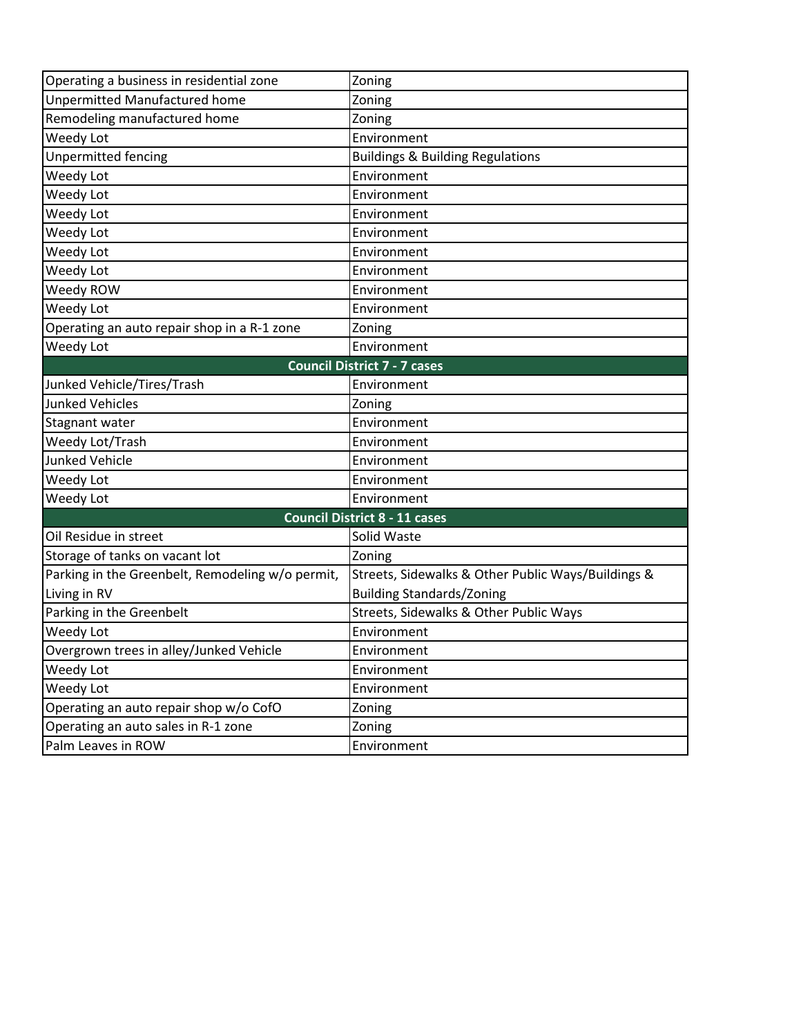| | |
|---|---|
| Operating a business in residential zone | Zoning |
| Unpermitted Manufactured home | Zoning |
| Remodeling manufactured home | Zoning |
| Weedy Lot | Environment |
| Unpermitted fencing | Buildings & Building Regulations |
| Weedy Lot | Environment |
| Weedy Lot | Environment |
| Weedy Lot | Environment |
| Weedy Lot | Environment |
| Weedy Lot | Environment |
| Weedy Lot | Environment |
| Weedy ROW | Environment |
| Weedy Lot | Environment |
| Operating an auto repair shop in a R-1 zone | Zoning |
| Weedy Lot | Environment |
| **Council District 7 - 7 cases** | |
| Junked Vehicle/Tires/Trash | Environment |
| Junked Vehicles | Zoning |
| Stagnant water | Environment |
| Weedy Lot/Trash | Environment |
| Junked Vehicle | Environment |
| Weedy Lot | Environment |
| Weedy Lot | Environment |
| **Council District 8 - 11 cases** | |
| Oil Residue in street | Solid Waste |
| Storage of tanks on vacant lot | Zoning |
| Parking in the Greenbelt, Remodeling w/o permit, Living in RV | Streets, Sidewalks & Other Public Ways/Buildings & Building Standards/Zoning |
| Parking in the Greenbelt | Streets, Sidewalks & Other Public Ways |
| Weedy Lot | Environment |
| Overgrown trees in alley/Junked Vehicle | Environment |
| Weedy Lot | Environment |
| Weedy Lot | Environment |
| Operating an auto repair shop w/o CofO | Zoning |
| Operating an auto sales in R-1 zone | Zoning |
| Palm Leaves in ROW | Environment |